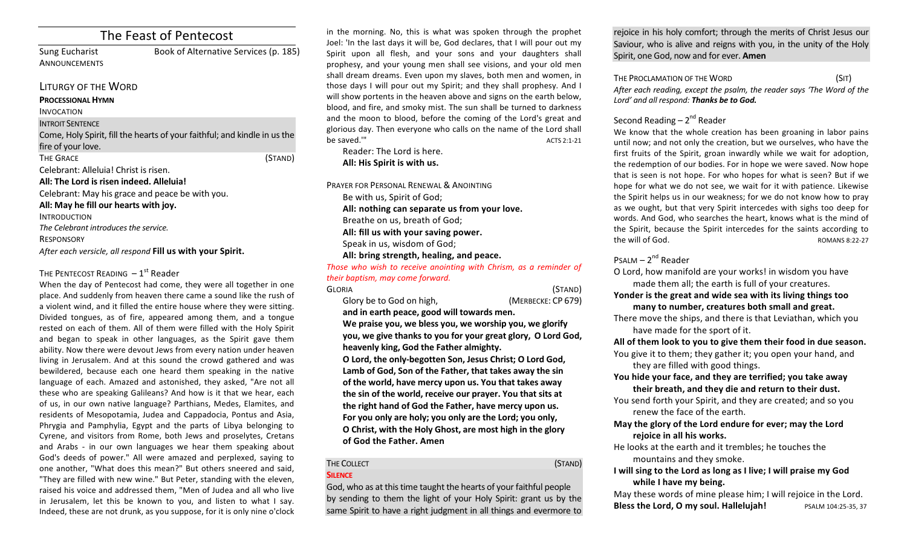# The Feast of Pentecost

Sung Eucharist Book of Alternative Services (p. 185)

ANNOUNCEMENTS

## LITURGY OF THE WORD

**PROCESSIONAL HYMN**

INVOCATION

INTROIT SENTENCE

Come, Holy Spirit, fill the hearts of your faithful; and kindle in us the fire of your love.

THE GRACE (STAND)

Celebrant: Alleluia! Christ is risen.

**All: The Lord is risen indeed. Alleluia!**

Celebrant: May his grace and peace be with you.

**All: May he fill our hearts with joy.**

INTRODUCTION

*The Celebrant introduces the service.*

RESPONSORY

*After each versicle, all respond* **Fill us with your Spirit.**

THE PENTECOST READING – 1st Reader

When the day of Pentecost had come, they were all together in one place. And suddenly from heaven there came a sound like the rush of a violent wind, and it filled the entire house where they were sitting. Divided tongues, as of fire, appeared among them, and a tongue rested on each of them. All of them were filled with the Holy Spirit and began to speak in other languages, as the Spirit gave them ability. Now there were devout Jews from every nation under heaven living in Jerusalem. And at this sound the crowd gathered and was bewildered, because each one heard them speaking in the native language of each. Amazed and astonished, they asked, "Are not all these who are speaking Galileans? And how is it that we hear, each of us, in our own native language? Parthians, Medes, Elamites, and residents of Mesopotamia, Judea and Cappadocia, Pontus and Asia, Phrygia and Pamphylia, Egypt and the parts of Libya belonging to Cyrene, and visitors from Rome, both Jews and proselytes, Cretans and Arabs - in our own languages we hear them speaking about God's deeds of power." All were amazed and perplexed, saying to one another, "What does this mean?" But others sneered and said, "They are filled with new wine." But Peter, standing with the eleven, raised his voice and addressed them, "Men of Judea and all who live in Jerusalem, let this be known to you, and listen to what I say. Indeed, these are not drunk, as you suppose, for it is only nine o'clock in the morning. No, this is what was spoken through the prophet Joel: 'In the last days it will be, God declares, that I will pour out my Spirit upon all flesh, and your sons and your daughters shall prophesy, and your young men shall see visions, and your old men shall dream dreams. Even upon my slaves, both men and women, in those days I will pour out my Spirit; and they shall prophesy. And I will show portents in the heaven above and signs on the earth below, blood, and fire, and smoky mist. The sun shall be turned to darkness and the moon to blood, before the coming of the Lord's great and glorious day. Then everyone who calls on the name of the Lord shall be saved.'" ACTS 2:1-21

Reader: The Lord is here.
**All: His Spirit is with us.**

PRAYER FOR PERSONAL RENEWAL & ANOINTING

Be with us, Spirit of God;
**All: nothing can separate us from your love.**
Breathe on us, breath of God;
**All: fill us with your saving power.**
Speak in us, wisdom of God;
**All: bring strength, healing, and peace.**

*Those who wish to receive anointing with Chrism, as a reminder of their baptism, may come forward.*

GLORIA (STAND)

Glory be to God on high, (MERBECKE: CP 679)
**and in earth peace, good will towards men.**
**We praise you, we bless you, we worship you, we glorify you, we give thanks to you for your great glory, O Lord God, heavenly king, God the Father almighty.**
**O Lord, the only-begotten Son, Jesus Christ; O Lord God, Lamb of God, Son of the Father, that takes away the sin of the world, have mercy upon us. You that takes away the sin of the world, receive our prayer. You that sits at the right hand of God the Father, have mercy upon us. For you only are holy; you only are the Lord; you only, O Christ, with the Holy Ghost, are most high in the glory of God the Father. Amen**

THE COLLECT (STAND)

**SILENCE**

God, who as at this time taught the hearts of your faithful people by sending to them the light of your Holy Spirit: grant us by the same Spirit to have a right judgment in all things and evermore to rejoice in his holy comfort; through the merits of Christ Jesus our Saviour, who is alive and reigns with you, in the unity of the Holy Spirit, one God, now and for ever. **Amen**

THE PROCLAMATION OF THE WORD (SIT)

*After each reading, except the psalm, the reader says 'The Word of the Lord' and all respond:* ***Thanks be to God.***

Second Reading – 2nd Reader

We know that the whole creation has been groaning in labor pains until now; and not only the creation, but we ourselves, who have the first fruits of the Spirit, groan inwardly while we wait for adoption, the redemption of our bodies. For in hope we were saved. Now hope that is seen is not hope. For who hopes for what is seen? But if we hope for what we do not see, we wait for it with patience. Likewise the Spirit helps us in our weakness; for we do not know how to pray as we ought, but that very Spirit intercedes with sighs too deep for words. And God, who searches the heart, knows what is the mind of the Spirit, because the Spirit intercedes for the saints according to the will of God. ROMANS 8:22-27

PSALM – 2nd Reader

O Lord, how manifold are your works! in wisdom you have made them all; the earth is full of your creatures.
**Yonder is the great and wide sea with its living things too many to number, creatures both small and great.**
There move the ships, and there is that Leviathan, which you have made for the sport of it.
**All of them look to you to give them their food in due season.**
You give it to them; they gather it; you open your hand, and they are filled with good things.
**You hide your face, and they are terrified; you take away their breath, and they die and return to their dust.**
You send forth your Spirit, and they are created; and so you renew the face of the earth.
**May the glory of the Lord endure for ever; may the Lord rejoice in all his works.**
He looks at the earth and it trembles; he touches the mountains and they smoke.
**I will sing to the Lord as long as I live; I will praise my God while I have my being.**
May these words of mine please him; I will rejoice in the Lord.
**Bless the Lord, O my soul. Hallelujah!** PSALM 104:25-35, 37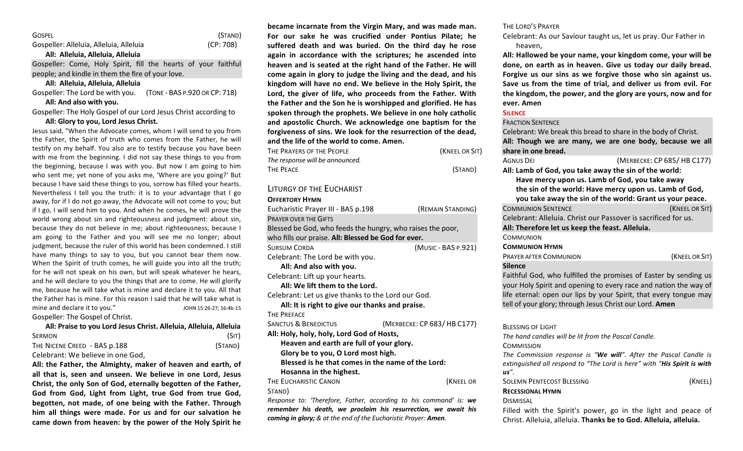GOSPEL (STAND)

Gospeller: Alleluia, Alleluia, Alleluia (CP: 708)

**All: Alleluia, Alleluia, Alleluia**

Gospeller: Come, Holy Spirit, fill the hearts of your faithful people; and kindle in them the fire of your love.

**All: Alleluia, Alleluia, Alleluia**

Gospeller: The Lord be with you. (TONE - BAS P.920 OR CP: 718)

**All: And also with you.**

Gospeller: The Holy Gospel of our Lord Jesus Christ according to

**All: Glory to you, Lord Jesus Christ.**

Jesus said, "When the Advocate comes, whom I will send to you from the Father, the Spirit of truth who comes from the Father, he will testify on my behalf. You also are to testify because you have been with me from the beginning. I did not say these things to you from the beginning, because I was with you. But now I am going to him who sent me; yet none of you asks me, 'Where are you going?' But because I have said these things to you, sorrow has filled your hearts. Nevertheless I tell you the truth: it is to your advantage that I go away, for if I do not go away, the Advocate will not come to you; but if I go, I will send him to you. And when he comes, he will prove the world wrong about sin and righteousness and judgment: about sin, because they do not believe in me; about righteousness, because I am going to the Father and you will see me no longer; about judgment, because the ruler of this world has been condemned. I still have many things to say to you, but you cannot bear them now. When the Spirit of truth comes, he will guide you into all the truth; for he will not speak on his own, but will speak whatever he hears, and he will declare to you the things that are to come. He will glorify me, because he will take what is mine and declare it to you. All that the Father has is mine. For this reason I said that he will take what is mine and declare it to you." JOHN 15:26-27; 16:4b-15

Gospeller: The Gospel of Christ.

**All: Praise to you Lord Jesus Christ. Alleluia, Alleluia, Alleluia**

SERMON (SIT)

THE NICENE CREED - BAS p.188 (STAND)

Celebrant: We believe in one God,

**All: the Father, the Almighty, maker of heaven and earth, of all that is, seen and unseen. We believe in one Lord, Jesus Christ, the only Son of God, eternally begotten of the Father, God from God, Light from Light, true God from true God, begotten, not made, of one being with the Father. Through him all things were made. For us and for our salvation he came down from heaven: by the power of the Holy Spirit he became incarnate from the Virgin Mary, and was made man. For our sake he was crucified under Pontius Pilate; he suffered death and was buried. On the third day he rose again in accordance with the scriptures; he ascended into heaven and is seated at the right hand of the Father. He will come again in glory to judge the living and the dead, and his kingdom will have no end. We believe in the Holy Spirit, the Lord, the giver of life, who proceeds from the Father. With the Father and the Son he is worshipped and glorified. He has spoken through the prophets. We believe in one holy catholic and apostolic Church. We acknowledge one baptism for the forgiveness of sins. We look for the resurrection of the dead, and the life of the world to come. Amen.**

THE PRAYERS OF THE PEOPLE (KNEEL OR SIT)

*The response will be announced.*

THE PEACE (STAND)

## LITURGY OF THE EUCHARIST

**OFFERTORY HYMN**

Eucharistic Prayer III - BAS p.198 (REMAIN STANDING)

PRAYER OVER THE GIFTS

Blessed be God, who feeds the hungry, who raises the poor, who fills our praise. **All: Blessed be God for ever.**

SURSUM CORDA (MUSIC - BAS P.921)

Celebrant: The Lord be with you.

**All: And also with you.**

Celebrant: Lift up your hearts.

**All: We lift them to the Lord.**

Celebrant: Let us give thanks to the Lord our God.

**All: It is right to give our thanks and praise.**

THE PREFACE

SANCTUS & BENEDICTUS (MERBECKE: CP 683/ HB C177)

**All: Holy, holy, holy, Lord God of Hosts,**
**Heaven and earth are full of your glory.**
**Glory be to you, O Lord most high.**
**Blessed is he that comes in the name of the Lord:**
**Hosanna in the highest.**

THE EUCHARISTIC CANON (KNEEL OR STAND)

*Response to: 'Therefore, Father, according to his command' is:* ***we remember his death, we proclaim his resurrection, we await his coming in glory;*** *& at the end of the Eucharistic Prayer:* ***Amen****.*

THE LORD'S PRAYER

Celebrant: As our Saviour taught us, let us pray. Our Father in heaven,

**All: Hallowed be your name, your kingdom come, your will be done, on earth as in heaven. Give us today our daily bread. Forgive us our sins as we forgive those who sin against us. Save us from the time of trial, and deliver us from evil. For the kingdom, the power, and the glory are yours, now and for ever. Amen**

**SILENCE**

FRACTION SENTENCE

Celebrant: We break this bread to share in the body of Christ.

**All: Though we are many, we are one body, because we all share in one bread.**

AGNUS DEI (MERBECKE: CP 685/ HB C177)

**All: Lamb of God, you take away the sin of the world:**
**Have mercy upon us. Lamb of God, you take away**
**the sin of the world: Have mercy upon us. Lamb of God,**
**you take away the sin of the world: Grant us your peace.**

COMMUNION SENTENCE (KNEEL OR SIT)

Celebrant: Alleluia. Christ our Passover is sacrificed for us.

**All: Therefore let us keep the feast. Alleluia.**

COMMUNION

**COMMUNION HYMN**

PRAYER AFTER COMMUNION (KNEEL OR SIT)

**Silence**

Faithful God, who fulfilled the promises of Easter by sending us your Holy Spirit and opening to every race and nation the way of life eternal: open our lips by your Spirit, that every tongue may tell of your glory; through Jesus Christ our Lord. **Amen**

BLESSING OF LIGHT

*The hand candles will be lit from the Pascal Candle.*

COMMISSION

*The Commission response is "****We will****". After the Pascal Candle is extinguished all respond to "The Lord is here" with "****His Spirit is with us****".*

SOLEMN PENTECOST BLESSING (KNEEL)

**RECESSIONAL HYMN**

DISMISSAL

Filled with the Spirit's power, go in the light and peace of Christ. Alleluia, alleluia. **Thanks be to God. Alleluia, alleluia.**